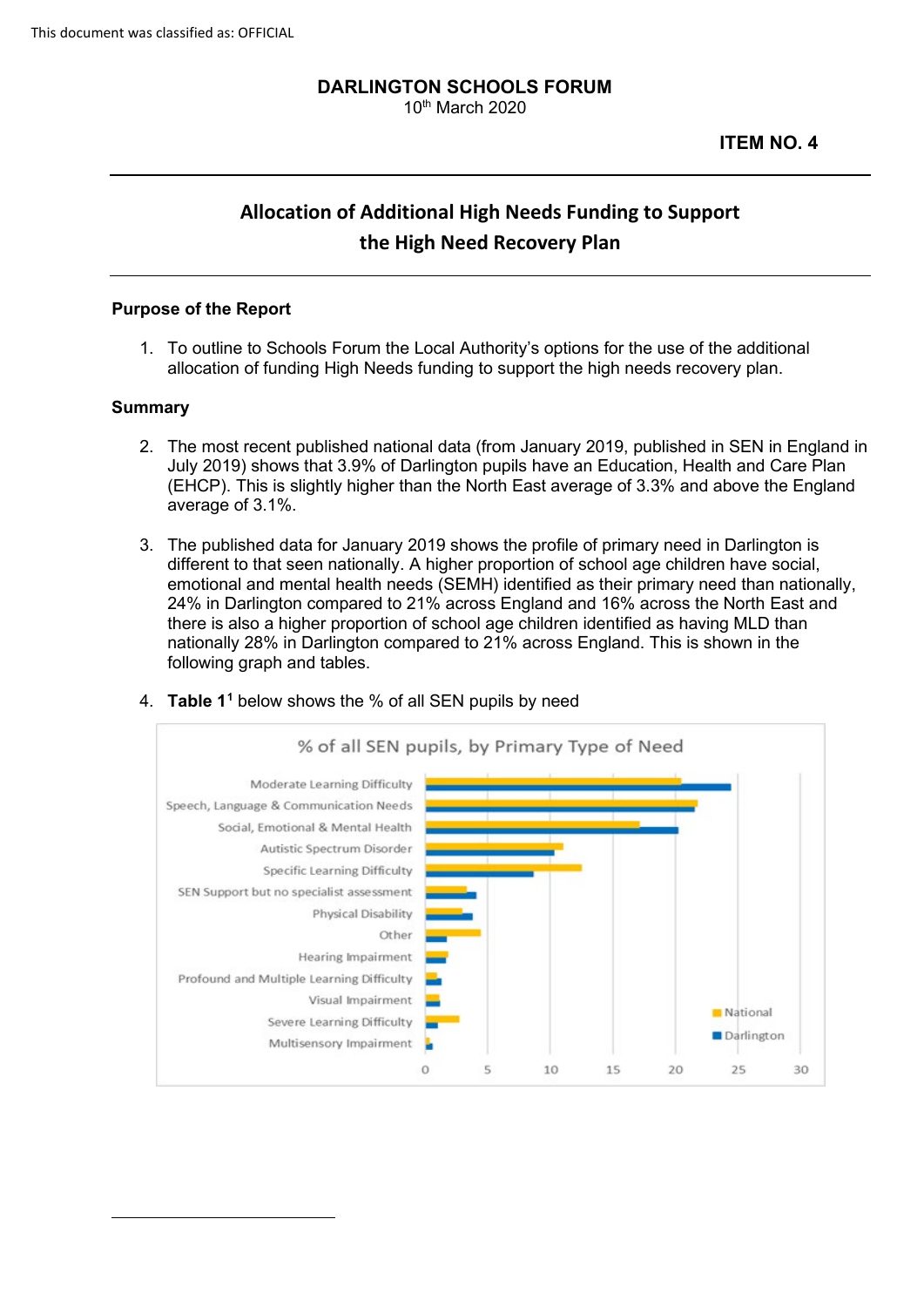This document was classified as: OFFICIAL

**DARLINGTON SCHOOLS FORUM**
10th March 2020

**ITEM NO. 4**

# Allocation of Additional High Needs Funding to Support the High Need Recovery Plan

## Purpose of the Report

1. To outline to Schools Forum the Local Authority's options for the use of the additional allocation of funding High Needs funding to support the high needs recovery plan.

## Summary

2. The most recent published national data (from January 2019, published in SEN in England in July 2019) shows that 3.9% of Darlington pupils have an Education, Health and Care Plan (EHCP). This is slightly higher than the North East average of 3.3% and above the England average of 3.1%.

3. The published data for January 2019 shows the profile of primary need in Darlington is different to that seen nationally. A higher proportion of school age children have social, emotional and mental health needs (SEMH) identified as their primary need than nationally, 24% in Darlington compared to 21% across England and 16% across the North East and there is also a higher proportion of school age children identified as having MLD than nationally 28% in Darlington compared to 21% across England. This is shown in the following graph and tables.

4. **Table 1**[1] below shows the % of all SEN pupils by need

% of all SEN pupils, by Primary Type of Need

Categories: Moderate Learning Difficulty; Speech, Language & Communication Needs; Social, Emotional & Mental Health; Autistic Spectrum Disorder; Specific Learning Difficulty; SEN Support but no specialist assessment; Physical Disability; Other; Hearing Impairment; Profound and Multiple Learning Difficulty; Visual Impairment; Severe Learning Difficulty; Multisensory Impairment

Legend: National; Darlington

Axis: 0, 5, 10, 15, 20, 25, 30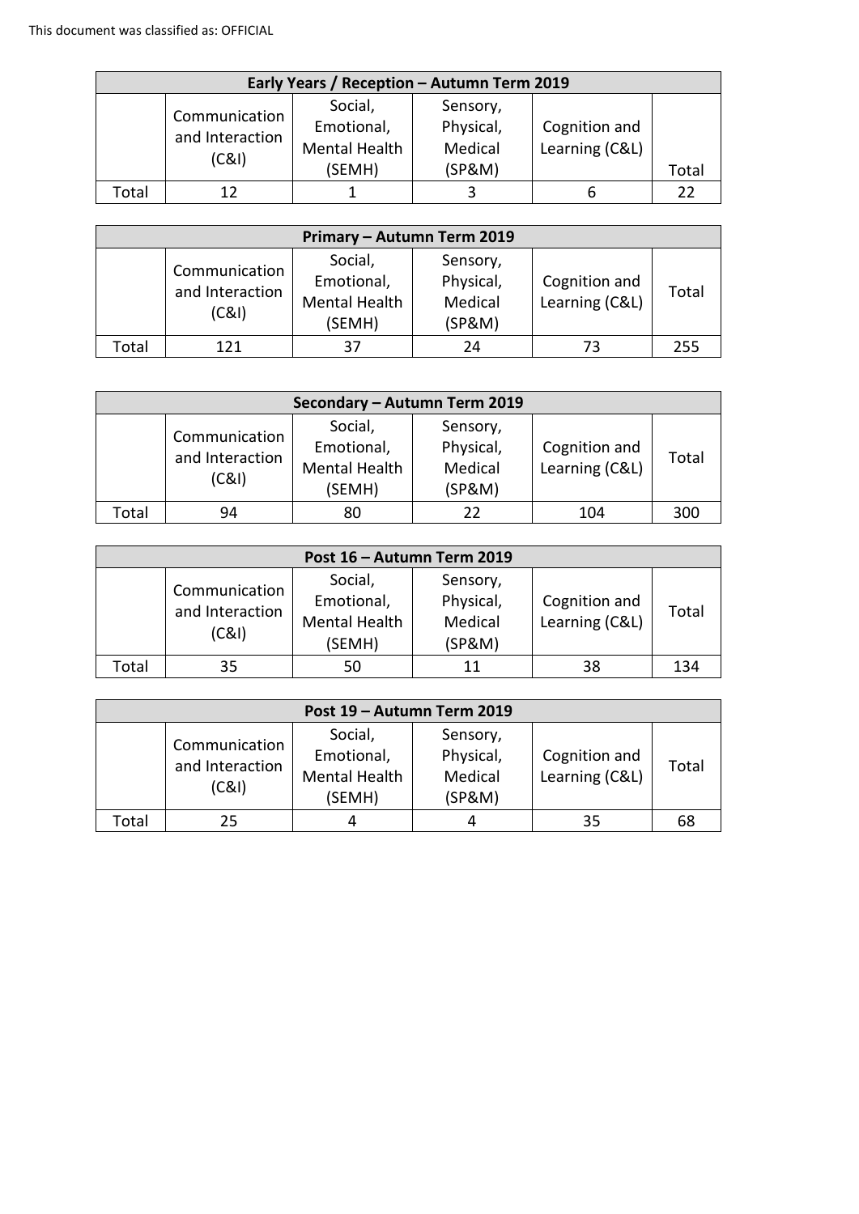This document was classified as: OFFICIAL

| Early Years / Reception – Autumn Term 2019 | | | | | |
|---|---|---|---|---|---|
| | Communication and Interaction (C&I) | Social, Emotional, Mental Health (SEMH) | Sensory, Physical, Medical (SP&M) | Cognition and Learning (C&L) | Total |
| Total | 12 | 1 | 3 | 6 | 22 |

| Primary – Autumn Term 2019 | | | | | |
|---|---|---|---|---|---|
| | Communication and Interaction (C&I) | Social, Emotional, Mental Health (SEMH) | Sensory, Physical, Medical (SP&M) | Cognition and Learning (C&L) | Total |
| Total | 121 | 37 | 24 | 73 | 255 |

| Secondary – Autumn Term 2019 | | | | | |
|---|---|---|---|---|---|
| | Communication and Interaction (C&I) | Social, Emotional, Mental Health (SEMH) | Sensory, Physical, Medical (SP&M) | Cognition and Learning (C&L) | Total |
| Total | 94 | 80 | 22 | 104 | 300 |

| Post 16 – Autumn Term 2019 | | | | | |
|---|---|---|---|---|---|
| | Communication and Interaction (C&I) | Social, Emotional, Mental Health (SEMH) | Sensory, Physical, Medical (SP&M) | Cognition and Learning (C&L) | Total |
| Total | 35 | 50 | 11 | 38 | 134 |

| Post 19 – Autumn Term 2019 | | | | | |
|---|---|---|---|---|---|
| | Communication and Interaction (C&I) | Social, Emotional, Mental Health (SEMH) | Sensory, Physical, Medical (SP&M) | Cognition and Learning (C&L) | Total |
| Total | 25 | 4 | 4 | 35 | 68 |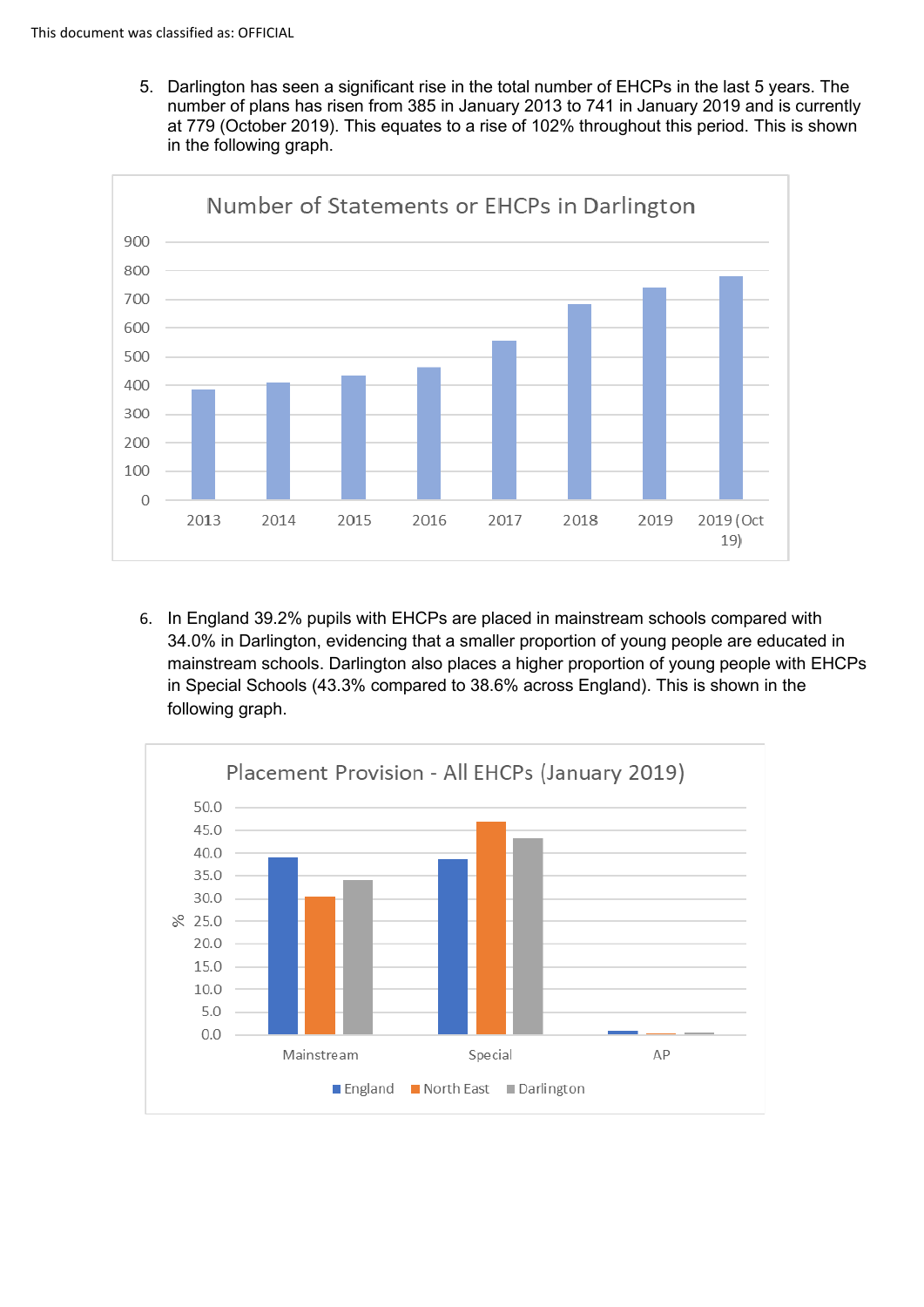5. Darlington has seen a significant rise in the total number of EHCPs in the last 5 years. The number of plans has risen from 385 in January 2013 to 741 in January 2019 and is currently at 779 (October 2019). This equates to a rise of 102% throughout this period. This is shown in the following graph.

**Number of Statements or EHCPs in Darlington**

6. In England 39.2% pupils with EHCPs are placed in mainstream schools compared with 34.0% in Darlington, evidencing that a smaller proportion of young people are educated in mainstream schools. Darlington also places a higher proportion of young people with EHCPs in Special Schools (43.3% compared to 38.6% across England). This is shown in the following graph.

**Placement Provision - All EHCPs (January 2019)**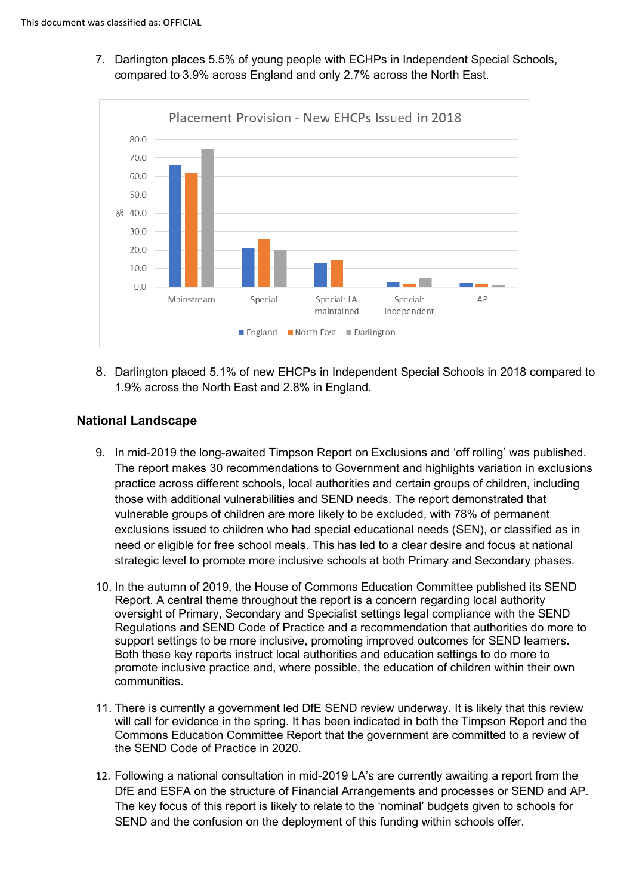7. Darlington places 5.5% of young people with ECHPs in Independent Special Schools, compared to 3.9% across England and only 2.7% across the North East.

Placement Provision - New EHCPs Issued in 2018

8. Darlington placed 5.1% of new EHCPs in Independent Special Schools in 2018 compared to 1.9% across the North East and 2.8% in England.

## National Landscape

9. In mid-2019 the long-awaited Timpson Report on Exclusions and 'off rolling' was published. The report makes 30 recommendations to Government and highlights variation in exclusions practice across different schools, local authorities and certain groups of children, including those with additional vulnerabilities and SEND needs. The report demonstrated that vulnerable groups of children are more likely to be excluded, with 78% of permanent exclusions issued to children who had special educational needs (SEN), or classified as in need or eligible for free school meals. This has led to a clear desire and focus at national strategic level to promote more inclusive schools at both Primary and Secondary phases.

10. In the autumn of 2019, the House of Commons Education Committee published its SEND Report. A central theme throughout the report is a concern regarding local authority oversight of Primary, Secondary and Specialist settings legal compliance with the SEND Regulations and SEND Code of Practice and a recommendation that authorities do more to support settings to be more inclusive, promoting improved outcomes for SEND learners. Both these key reports instruct local authorities and education settings to do more to promote inclusive practice and, where possible, the education of children within their own communities.

11. There is currently a government led DfE SEND review underway. It is likely that this review will call for evidence in the spring. It has been indicated in both the Timpson Report and the Commons Education Committee Report that the government are committed to a review of the SEND Code of Practice in 2020.

12. Following a national consultation in mid-2019 LA's are currently awaiting a report from the DfE and ESFA on the structure of Financial Arrangements and processes or SEND and AP. The key focus of this report is likely to relate to the 'nominal' budgets given to schools for SEND and the confusion on the deployment of this funding within schools offer.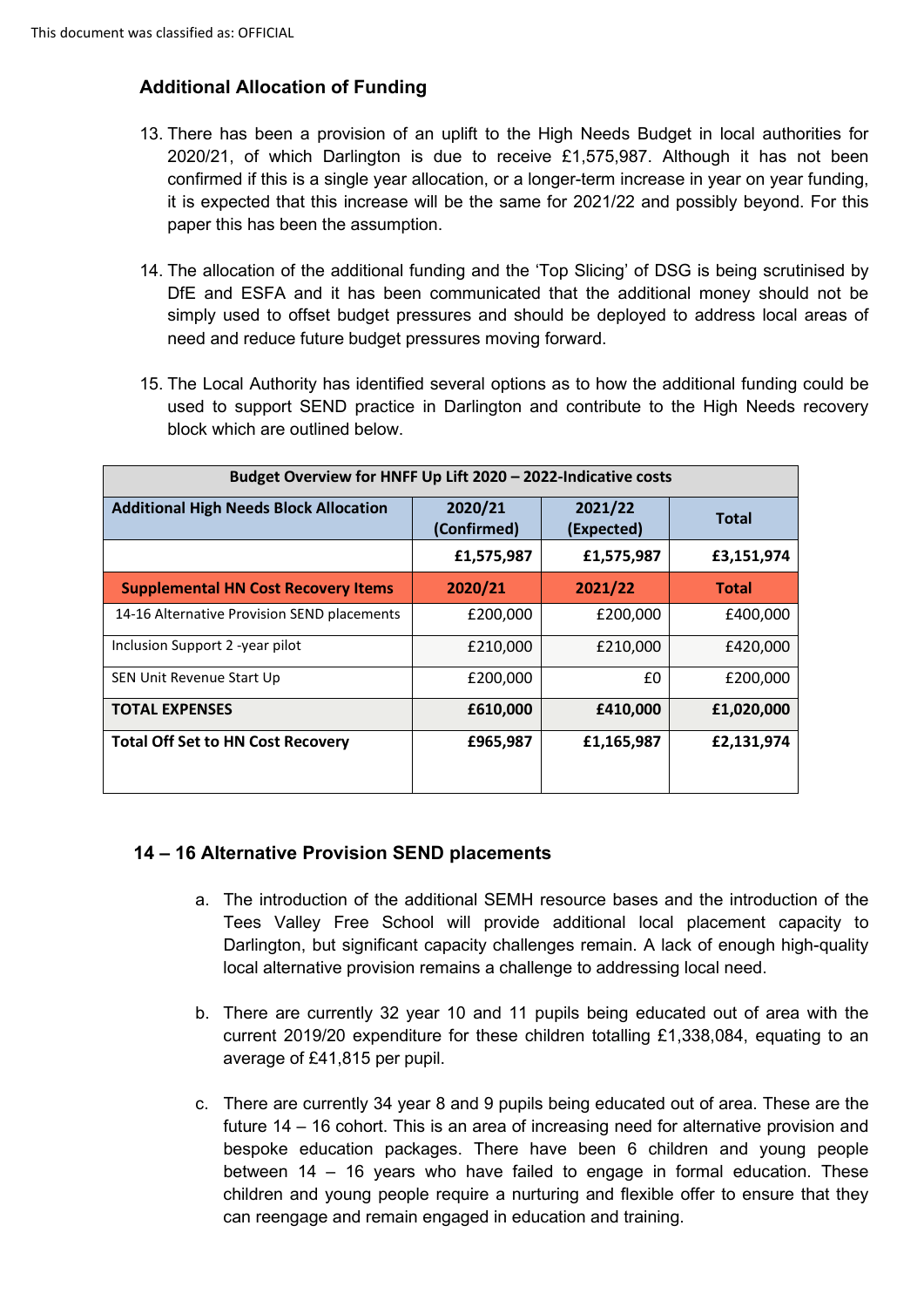## Additional Allocation of Funding

13. There has been a provision of an uplift to the High Needs Budget in local authorities for 2020/21, of which Darlington is due to receive £1,575,987. Although it has not been confirmed if this is a single year allocation, or a longer-term increase in year on year funding, it is expected that this increase will be the same for 2021/22 and possibly beyond. For this paper this has been the assumption.

14. The allocation of the additional funding and the 'Top Slicing' of DSG is being scrutinised by DfE and ESFA and it has been communicated that the additional money should not be simply used to offset budget pressures and should be deployed to address local areas of need and reduce future budget pressures moving forward.

15. The Local Authority has identified several options as to how the additional funding could be used to support SEND practice in Darlington and contribute to the High Needs recovery block which are outlined below.

| Budget Overview for HNFF Up Lift 2020 – 2022-Indicative costs | | | |
|---|---|---|---|
| **Additional High Needs Block Allocation** | **2020/21 (Confirmed)** | **2021/22 (Expected)** | **Total** |
| | **£1,575,987** | **£1,575,987** | **£3,151,974** |
| **Supplemental HN Cost Recovery Items** | **2020/21** | **2021/22** | **Total** |
| 14-16 Alternative Provision SEND placements | £200,000 | £200,000 | £400,000 |
| Inclusion Support 2 -year pilot | £210,000 | £210,000 | £420,000 |
| SEN Unit Revenue Start Up | £200,000 | £0 | £200,000 |
| **TOTAL EXPENSES** | **£610,000** | **£410,000** | **£1,020,000** |
| **Total Off Set to HN Cost Recovery** | **£965,987** | **£1,165,987** | **£2,131,974** |

### 14 – 16 Alternative Provision SEND placements

a. The introduction of the additional SEMH resource bases and the introduction of the Tees Valley Free School will provide additional local placement capacity to Darlington, but significant capacity challenges remain. A lack of enough high-quality local alternative provision remains a challenge to addressing local need.

b. There are currently 32 year 10 and 11 pupils being educated out of area with the current 2019/20 expenditure for these children totalling £1,338,084, equating to an average of £41,815 per pupil.

c. There are currently 34 year 8 and 9 pupils being educated out of area. These are the future 14 – 16 cohort. This is an area of increasing need for alternative provision and bespoke education packages. There have been 6 children and young people between 14 – 16 years who have failed to engage in formal education. These children and young people require a nurturing and flexible offer to ensure that they can reengage and remain engaged in education and training.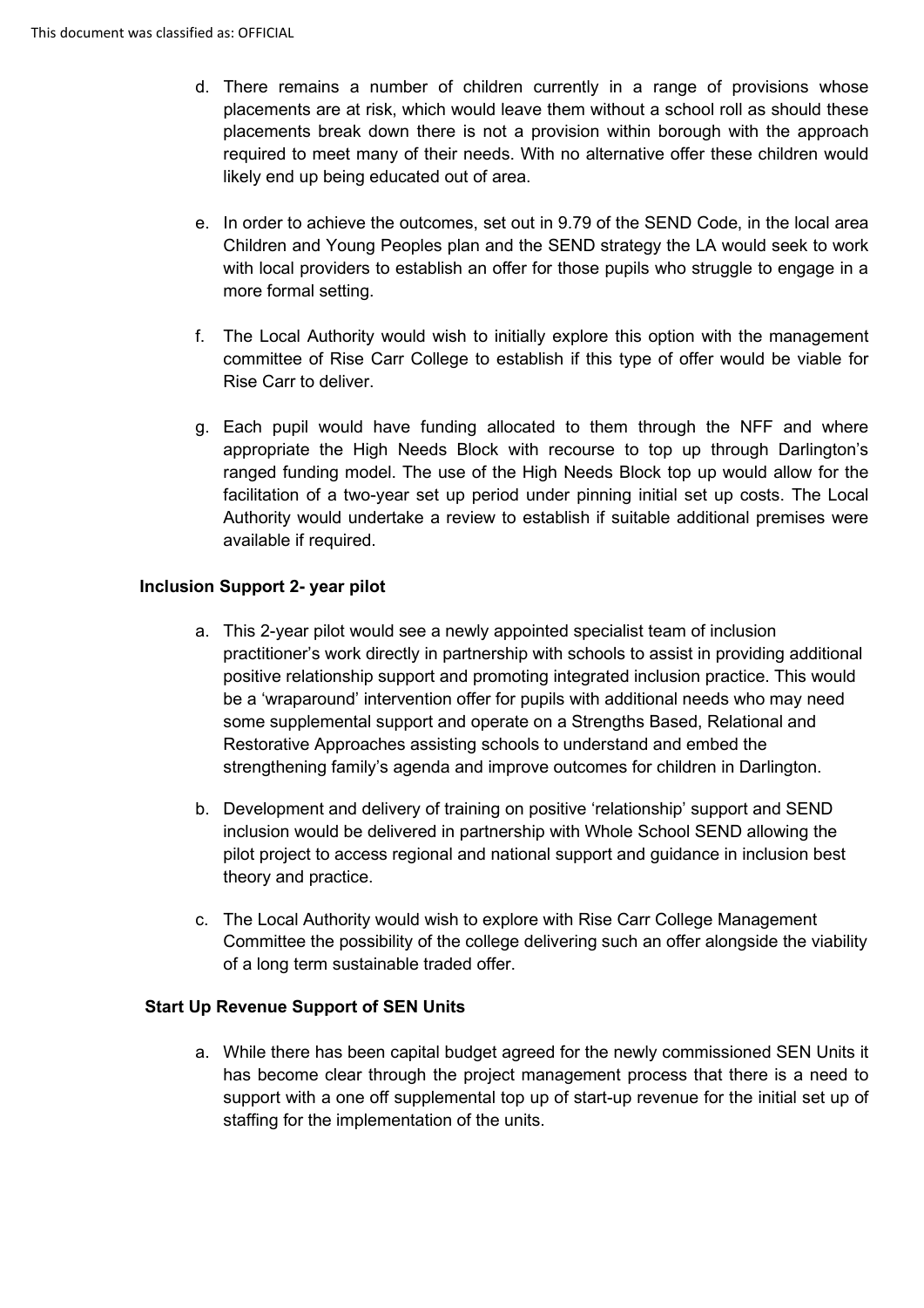d. There remains a number of children currently in a range of provisions whose placements are at risk, which would leave them without a school roll as should these placements break down there is not a provision within borough with the approach required to meet many of their needs. With no alternative offer these children would likely end up being educated out of area.

e. In order to achieve the outcomes, set out in 9.79 of the SEND Code, in the local area Children and Young Peoples plan and the SEND strategy the LA would seek to work with local providers to establish an offer for those pupils who struggle to engage in a more formal setting.

f. The Local Authority would wish to initially explore this option with the management committee of Rise Carr College to establish if this type of offer would be viable for Rise Carr to deliver.

g. Each pupil would have funding allocated to them through the NFF and where appropriate the High Needs Block with recourse to top up through Darlington's ranged funding model. The use of the High Needs Block top up would allow for the facilitation of a two-year set up period under pinning initial set up costs. The Local Authority would undertake a review to establish if suitable additional premises were available if required.

**Inclusion Support 2- year pilot**

a. This 2-year pilot would see a newly appointed specialist team of inclusion practitioner's work directly in partnership with schools to assist in providing additional positive relationship support and promoting integrated inclusion practice. This would be a 'wraparound' intervention offer for pupils with additional needs who may need some supplemental support and operate on a Strengths Based, Relational and Restorative Approaches assisting schools to understand and embed the strengthening family's agenda and improve outcomes for children in Darlington.

b. Development and delivery of training on positive 'relationship' support and SEND inclusion would be delivered in partnership with Whole School SEND allowing the pilot project to access regional and national support and guidance in inclusion best theory and practice.

c. The Local Authority would wish to explore with Rise Carr College Management Committee the possibility of the college delivering such an offer alongside the viability of a long term sustainable traded offer.

**Start Up Revenue Support of SEN Units**

a. While there has been capital budget agreed for the newly commissioned SEN Units it has become clear through the project management process that there is a need to support with a one off supplemental top up of start-up revenue for the initial set up of staffing for the implementation of the units.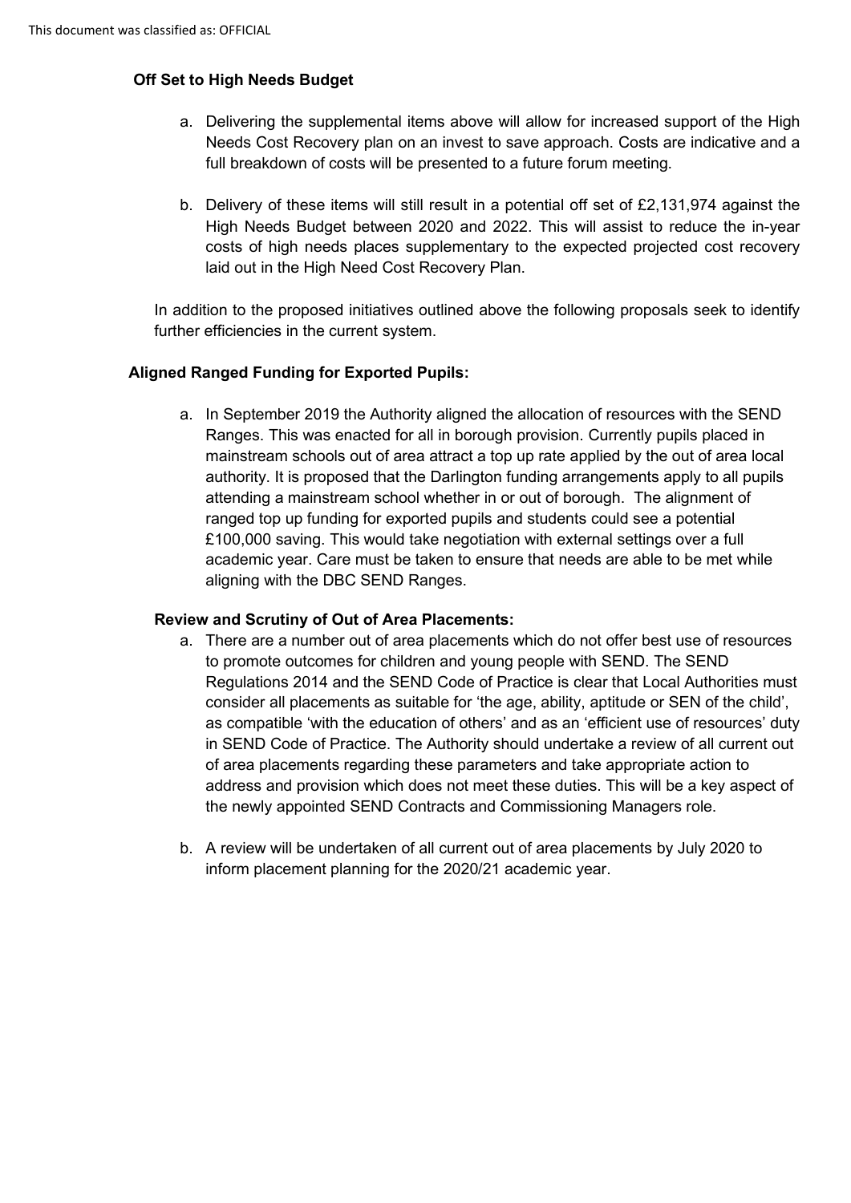**Off Set to High Needs Budget**

a. Delivering the supplemental items above will allow for increased support of the High Needs Cost Recovery plan on an invest to save approach. Costs are indicative and a full breakdown of costs will be presented to a future forum meeting.

b. Delivery of these items will still result in a potential off set of £2,131,974 against the High Needs Budget between 2020 and 2022. This will assist to reduce the in-year costs of high needs places supplementary to the expected projected cost recovery laid out in the High Need Cost Recovery Plan.

In addition to the proposed initiatives outlined above the following proposals seek to identify further efficiencies in the current system.

**Aligned Ranged Funding for Exported Pupils:**

a. In September 2019 the Authority aligned the allocation of resources with the SEND Ranges. This was enacted for all in borough provision. Currently pupils placed in mainstream schools out of area attract a top up rate applied by the out of area local authority. It is proposed that the Darlington funding arrangements apply to all pupils attending a mainstream school whether in or out of borough. The alignment of ranged top up funding for exported pupils and students could see a potential £100,000 saving. This would take negotiation with external settings over a full academic year. Care must be taken to ensure that needs are able to be met while aligning with the DBC SEND Ranges.

**Review and Scrutiny of Out of Area Placements:**

a. There are a number out of area placements which do not offer best use of resources to promote outcomes for children and young people with SEND. The SEND Regulations 2014 and the SEND Code of Practice is clear that Local Authorities must consider all placements as suitable for 'the age, ability, aptitude or SEN of the child', as compatible 'with the education of others' and as an 'efficient use of resources' duty in SEND Code of Practice. The Authority should undertake a review of all current out of area placements regarding these parameters and take appropriate action to address and provision which does not meet these duties. This will be a key aspect of the newly appointed SEND Contracts and Commissioning Managers role.

b. A review will be undertaken of all current out of area placements by July 2020 to inform placement planning for the 2020/21 academic year.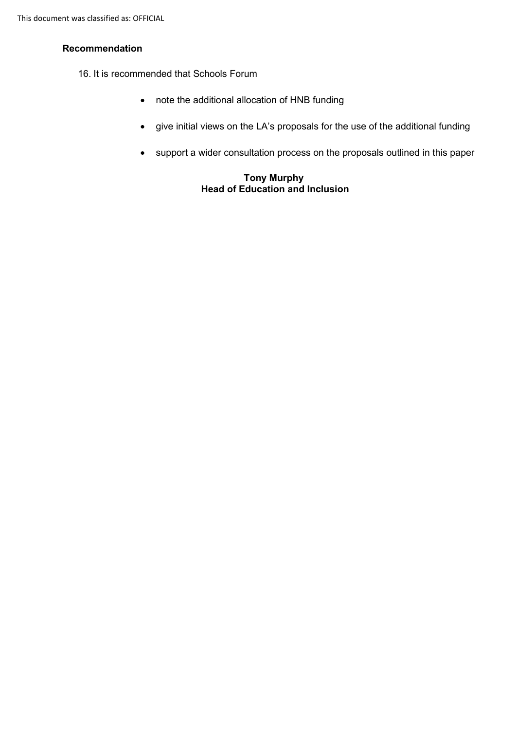## Recommendation

16. It is recommended that Schools Forum

- note the additional allocation of HNB funding
- give initial views on the LA's proposals for the use of the additional funding
- support a wider consultation process on the proposals outlined in this paper

**Tony Murphy**
**Head of Education and Inclusion**